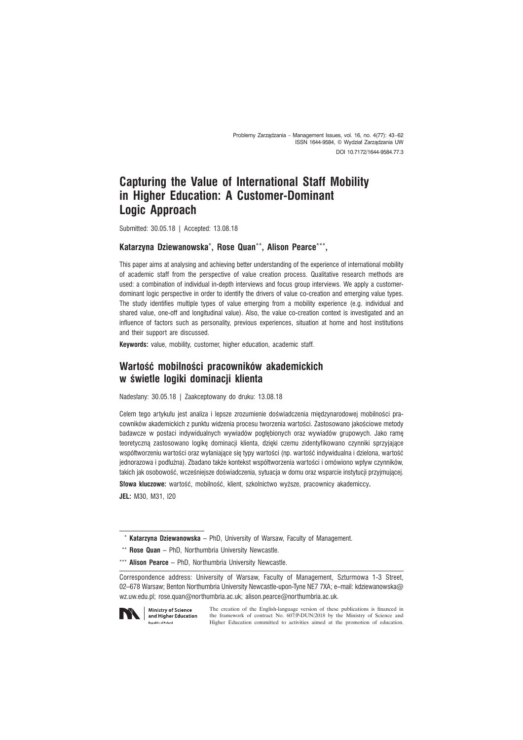Problemy Zarządzania – Management Issues, vol. 16, no. 4(77): 43–62
ISSN 1644-9584, © Wydział Zarządzania UW
DOI 10.7172/1644-9584.77.3

# Capturing the Value of International Staff Mobility in Higher Education: A Customer-Dominant Logic Approach

Submitted: 30.05.18 | Accepted: 13.08.18

**Katarzyna Dziewanowska**\*, **Rose Quan**\*\*, **Alison Pearce**\*\*\*,

This paper aims at analysing and achieving better understanding of the experience of international mobility of academic staff from the perspective of value creation process. Qualitative research methods are used: a combination of individual in-depth interviews and focus group interviews. We apply a customer-dominant logic perspective in order to identify the drivers of value co-creation and emerging value types. The study identifies multiple types of value emerging from a mobility experience (e.g. individual and shared value, one-off and longitudinal value). Also, the value co-creation context is investigated and an influence of factors such as personality, previous experiences, situation at home and host institutions and their support are discussed.

**Keywords:** value, mobility, customer, higher education, academic staff.

# Wartość mobilności pracowników akademickich w świetle logiki dominacji klienta

Nadesłany: 30.05.18 | Zaakceptowany do druku: 13.08.18

Celem tego artykułu jest analiza i lepsze zrozumienie doświadczenia międzynarodowej mobilności pracowników akademickich z punktu widzenia procesu tworzenia wartości. Zastosowano jakościowe metody badawcze w postaci indywidualnych wywiadów pogłębionych oraz wywiadów grupowych. Jako ramę teoretyczną zastosowano logikę dominacji klienta, dzięki czemu zidentyfikowano czynniki sprzyjające współtworzeniu wartości oraz wyłaniające się typy wartości (np. wartość indywidualna i dzielona, wartość jednorazowa i podłużna). Zbadano także kontekst współtworzenia wartości i omówiono wpływ czynników, takich jak osobowość, wcześniejsze doświadczenia, sytuacja w domu oraz wsparcie instytucji przyjmującej.

**Słowa kluczowe:** wartość, mobilność, klient, szkolnictwo wyższe, pracownicy akademiccy.

**JEL:** M30, M31, I20

\* **Katarzyna Dziewanowska** – PhD, University of Warsaw, Faculty of Management.

\*\* **Rose Quan** – PhD, Northumbria University Newcastle.

\*\*\* **Alison Pearce** – PhD, Northumbria University Newcastle.

Correspondence address: University of Warsaw, Faculty of Management, Szturmowa 1-3 Street, 02–678 Warsaw; Benton Northumbria University Newcastle-upon-Tyne NE7 7XA; e–mail: kdziewanowska@wz.uw.edu.pl; rose.quan@northumbria.ac.uk; alison.pearce@northumbria.ac.uk.

Ministry of Science and Higher Education Republic of Poland

The creation of the English-language version of these publications is financed in the framework of contract No. 607/P-DUN/2018 by the Ministry of Science and Higher Education committed to activities aimed at the promotion of education.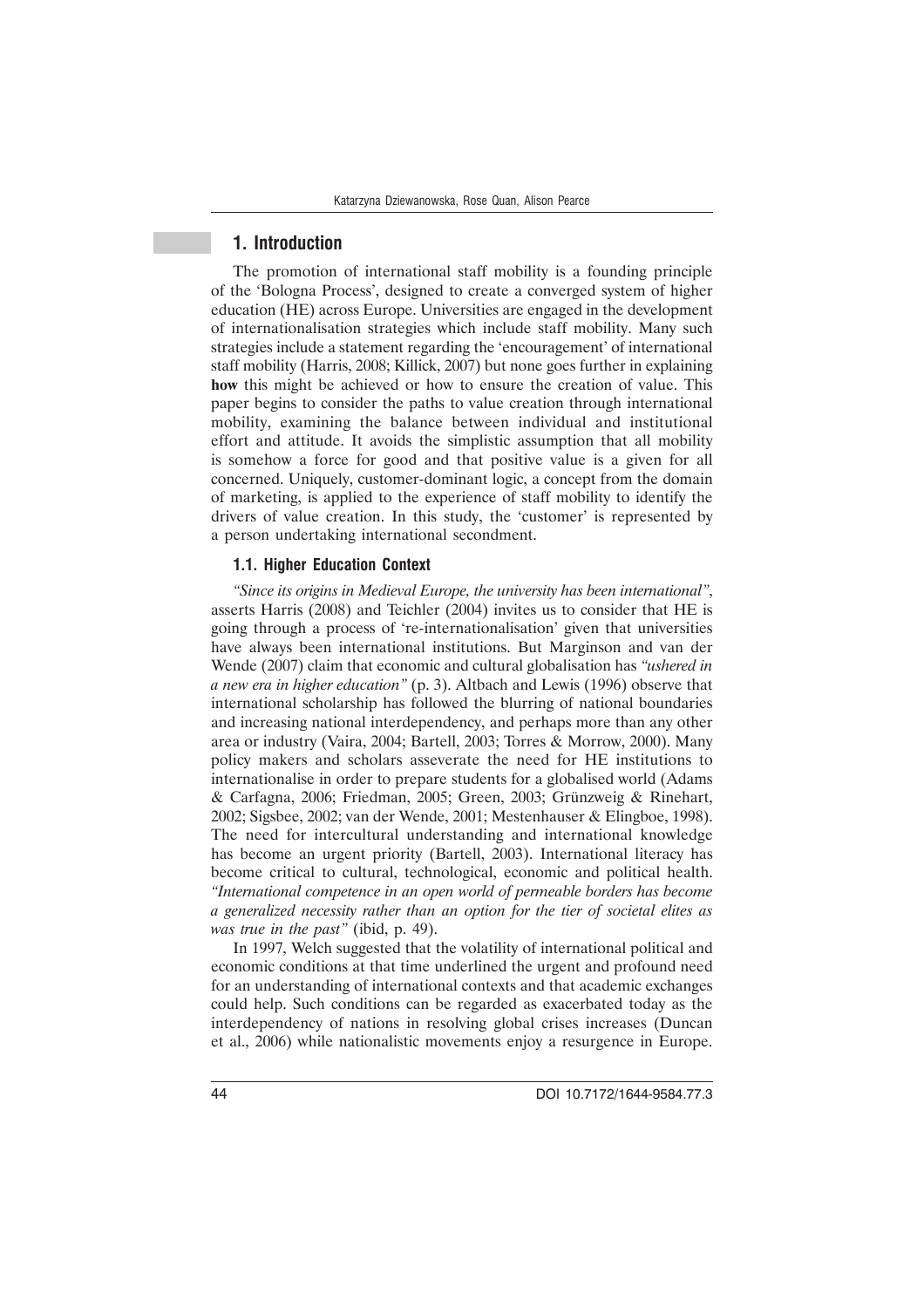## 1. Introduction

The promotion of international staff mobility is a founding principle of the 'Bologna Process', designed to create a converged system of higher education (HE) across Europe. Universities are engaged in the development of internationalisation strategies which include staff mobility. Many such strategies include a statement regarding the 'encouragement' of international staff mobility (Harris, 2008; Killick, 2007) but none goes further in explaining **how** this might be achieved or how to ensure the creation of value. This paper begins to consider the paths to value creation through international mobility, examining the balance between individual and institutional effort and attitude. It avoids the simplistic assumption that all mobility is somehow a force for good and that positive value is a given for all concerned. Uniquely, customer-dominant logic, a concept from the domain of marketing, is applied to the experience of staff mobility to identify the drivers of value creation. In this study, the 'customer' is represented by a person undertaking international secondment.

### 1.1. Higher Education Context

*"Since its origins in Medieval Europe, the university has been international"*, asserts Harris (2008) and Teichler (2004) invites us to consider that HE is going through a process of 're-internationalisation' given that universities have always been international institutions. But Marginson and van der Wende (2007) claim that economic and cultural globalisation has *"ushered in a new era in higher education"* (p. 3). Altbach and Lewis (1996) observe that international scholarship has followed the blurring of national boundaries and increasing national interdependency, and perhaps more than any other area or industry (Vaira, 2004; Bartell, 2003; Torres & Morrow, 2000). Many policy makers and scholars asseverate the need for HE institutions to internationalise in order to prepare students for a globalised world (Adams & Carfagna, 2006; Friedman, 2005; Green, 2003; Grünzweig & Rinehart, 2002; Sigsbee, 2002; van der Wende, 2001; Mestenhauser & Elingboe, 1998). The need for intercultural understanding and international knowledge has become an urgent priority (Bartell, 2003). International literacy has become critical to cultural, technological, economic and political health. *"International competence in an open world of permeable borders has become a generalized necessity rather than an option for the tier of societal elites as was true in the past"* (ibid, p. 49).

In 1997, Welch suggested that the volatility of international political and economic conditions at that time underlined the urgent and profound need for an understanding of international contexts and that academic exchanges could help. Such conditions can be regarded as exacerbated today as the interdependency of nations in resolving global crises increases (Duncan et al., 2006) while nationalistic movements enjoy a resurgence in Europe.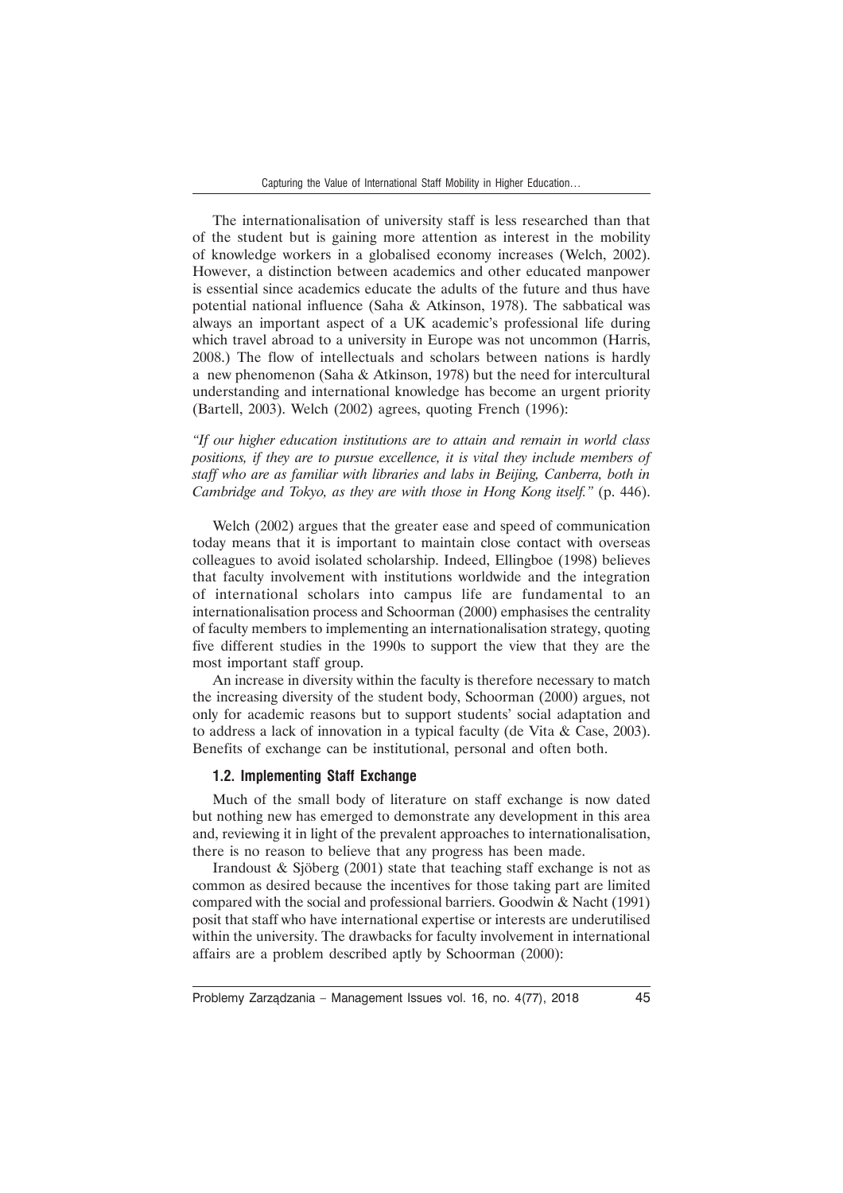The internationalisation of university staff is less researched than that of the student but is gaining more attention as interest in the mobility of knowledge workers in a globalised economy increases (Welch, 2002). However, a distinction between academics and other educated manpower is essential since academics educate the adults of the future and thus have potential national influence (Saha & Atkinson, 1978). The sabbatical was always an important aspect of a UK academic's professional life during which travel abroad to a university in Europe was not uncommon (Harris, 2008.) The flow of intellectuals and scholars between nations is hardly a new phenomenon (Saha & Atkinson, 1978) but the need for intercultural understanding and international knowledge has become an urgent priority (Bartell, 2003). Welch (2002) agrees, quoting French (1996):

*"If our higher education institutions are to attain and remain in world class positions, if they are to pursue excellence, it is vital they include members of staff who are as familiar with libraries and labs in Beijing, Canberra, both in Cambridge and Tokyo, as they are with those in Hong Kong itself."* (p. 446).

Welch (2002) argues that the greater ease and speed of communication today means that it is important to maintain close contact with overseas colleagues to avoid isolated scholarship. Indeed, Ellingboe (1998) believes that faculty involvement with institutions worldwide and the integration of international scholars into campus life are fundamental to an internationalisation process and Schoorman (2000) emphasises the centrality of faculty members to implementing an internationalisation strategy, quoting five different studies in the 1990s to support the view that they are the most important staff group.

An increase in diversity within the faculty is therefore necessary to match the increasing diversity of the student body, Schoorman (2000) argues, not only for academic reasons but to support students' social adaptation and to address a lack of innovation in a typical faculty (de Vita & Case, 2003). Benefits of exchange can be institutional, personal and often both.

### 1.2. Implementing Staff Exchange

Much of the small body of literature on staff exchange is now dated but nothing new has emerged to demonstrate any development in this area and, reviewing it in light of the prevalent approaches to internationalisation, there is no reason to believe that any progress has been made.

Irandoust & Sjöberg (2001) state that teaching staff exchange is not as common as desired because the incentives for those taking part are limited compared with the social and professional barriers. Goodwin & Nacht (1991) posit that staff who have international expertise or interests are underutilised within the university. The drawbacks for faculty involvement in international affairs are a problem described aptly by Schoorman (2000):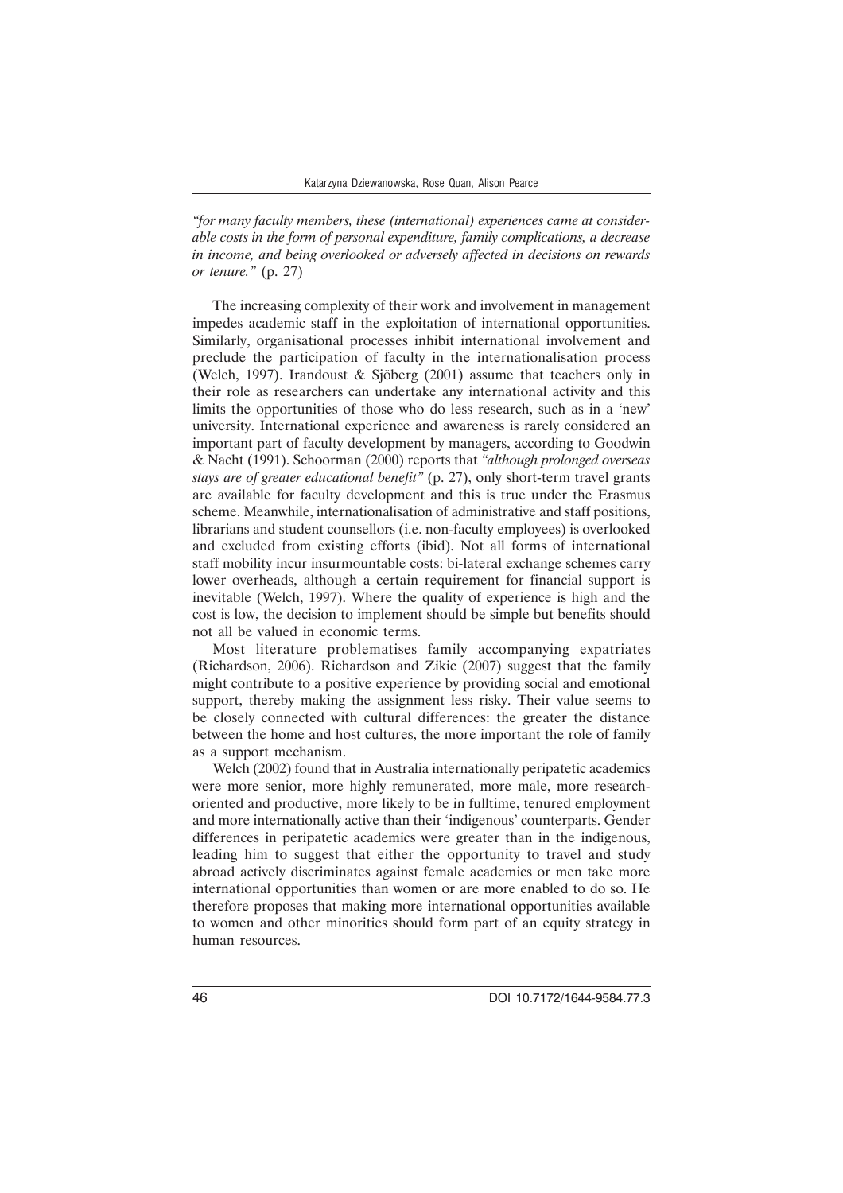*"for many faculty members, these (international) experiences came at considerable costs in the form of personal expenditure, family complications, a decrease in income, and being overlooked or adversely affected in decisions on rewards or tenure."* (p. 27)

The increasing complexity of their work and involvement in management impedes academic staff in the exploitation of international opportunities. Similarly, organisational processes inhibit international involvement and preclude the participation of faculty in the internationalisation process (Welch, 1997). Irandoust & Sjöberg (2001) assume that teachers only in their role as researchers can undertake any international activity and this limits the opportunities of those who do less research, such as in a 'new' university. International experience and awareness is rarely considered an important part of faculty development by managers, according to Goodwin & Nacht (1991). Schoorman (2000) reports that *"although prolonged overseas stays are of greater educational benefit"* (p. 27), only short-term travel grants are available for faculty development and this is true under the Erasmus scheme. Meanwhile, internationalisation of administrative and staff positions, librarians and student counsellors (i.e. non-faculty employees) is overlooked and excluded from existing efforts (ibid). Not all forms of international staff mobility incur insurmountable costs: bi-lateral exchange schemes carry lower overheads, although a certain requirement for financial support is inevitable (Welch, 1997). Where the quality of experience is high and the cost is low, the decision to implement should be simple but benefits should not all be valued in economic terms.

Most literature problematises family accompanying expatriates (Richardson, 2006). Richardson and Zikic (2007) suggest that the family might contribute to a positive experience by providing social and emotional support, thereby making the assignment less risky. Their value seems to be closely connected with cultural differences: the greater the distance between the home and host cultures, the more important the role of family as a support mechanism.

Welch (2002) found that in Australia internationally peripatetic academics were more senior, more highly remunerated, more male, more research-oriented and productive, more likely to be in fulltime, tenured employment and more internationally active than their 'indigenous' counterparts. Gender differences in peripatetic academics were greater than in the indigenous, leading him to suggest that either the opportunity to travel and study abroad actively discriminates against female academics or men take more international opportunities than women or are more enabled to do so. He therefore proposes that making more international opportunities available to women and other minorities should form part of an equity strategy in human resources.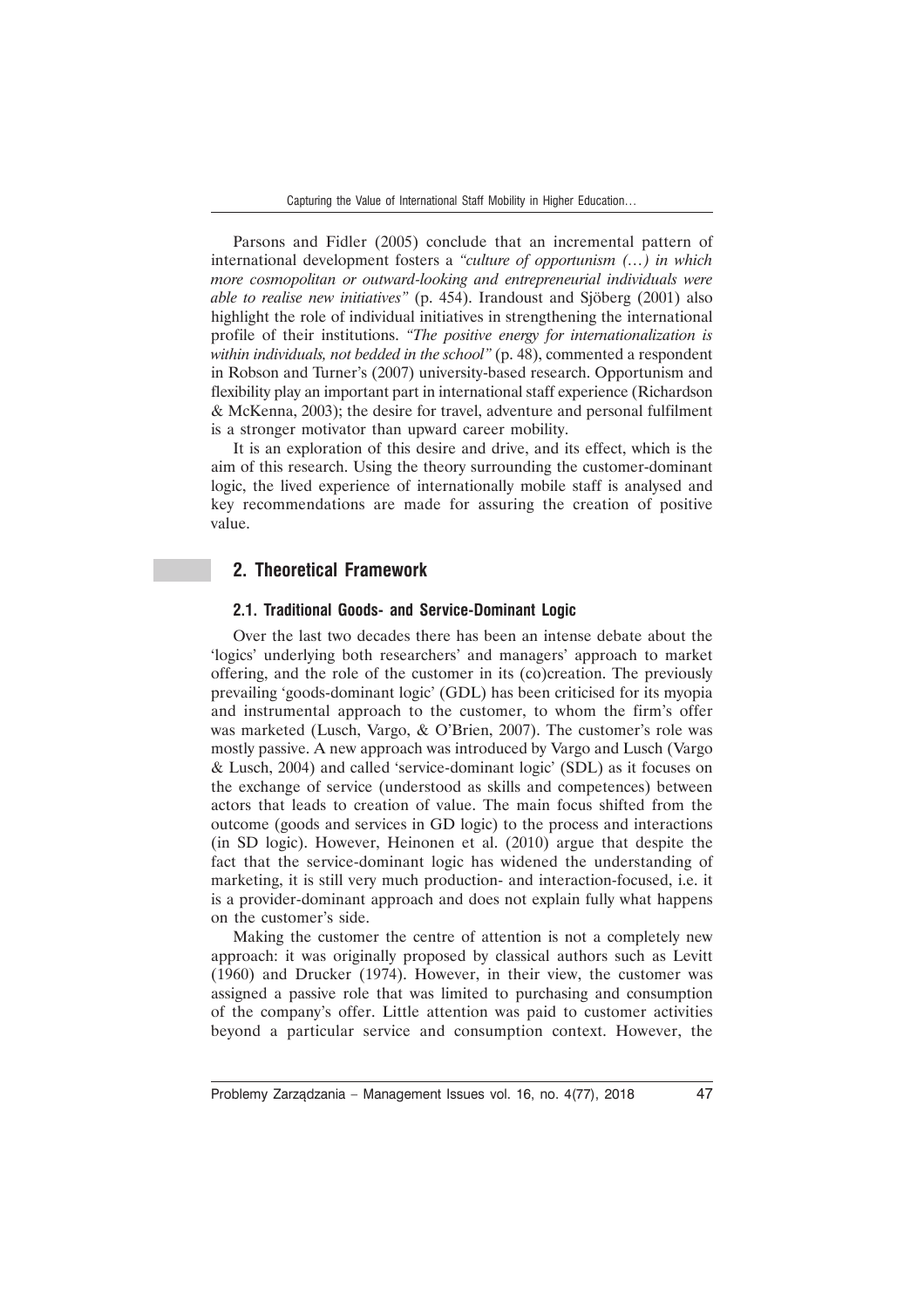Parsons and Fidler (2005) conclude that an incremental pattern of international development fosters a *"culture of opportunism (…) in which more cosmopolitan or outward-looking and entrepreneurial individuals were able to realise new initiatives"* (p. 454). Irandoust and Sjöberg (2001) also highlight the role of individual initiatives in strengthening the international profile of their institutions. *"The positive energy for internationalization is within individuals, not bedded in the school"* (p. 48), commented a respondent in Robson and Turner's (2007) university-based research. Opportunism and flexibility play an important part in international staff experience (Richardson & McKenna, 2003); the desire for travel, adventure and personal fulfilment is a stronger motivator than upward career mobility.

It is an exploration of this desire and drive, and its effect, which is the aim of this research. Using the theory surrounding the customer-dominant logic, the lived experience of internationally mobile staff is analysed and key recommendations are made for assuring the creation of positive value.

## 2. Theoretical Framework

### 2.1. Traditional Goods- and Service-Dominant Logic

Over the last two decades there has been an intense debate about the 'logics' underlying both researchers' and managers' approach to market offering, and the role of the customer in its (co)creation. The previously prevailing 'goods-dominant logic' (GDL) has been criticised for its myopia and instrumental approach to the customer, to whom the firm's offer was marketed (Lusch, Vargo, & O'Brien, 2007). The customer's role was mostly passive. A new approach was introduced by Vargo and Lusch (Vargo & Lusch, 2004) and called 'service-dominant logic' (SDL) as it focuses on the exchange of service (understood as skills and competences) between actors that leads to creation of value. The main focus shifted from the outcome (goods and services in GD logic) to the process and interactions (in SD logic). However, Heinonen et al. (2010) argue that despite the fact that the service-dominant logic has widened the understanding of marketing, it is still very much production- and interaction-focused, i.e. it is a provider-dominant approach and does not explain fully what happens on the customer's side.

Making the customer the centre of attention is not a completely new approach: it was originally proposed by classical authors such as Levitt (1960) and Drucker (1974). However, in their view, the customer was assigned a passive role that was limited to purchasing and consumption of the company's offer. Little attention was paid to customer activities beyond a particular service and consumption context. However, the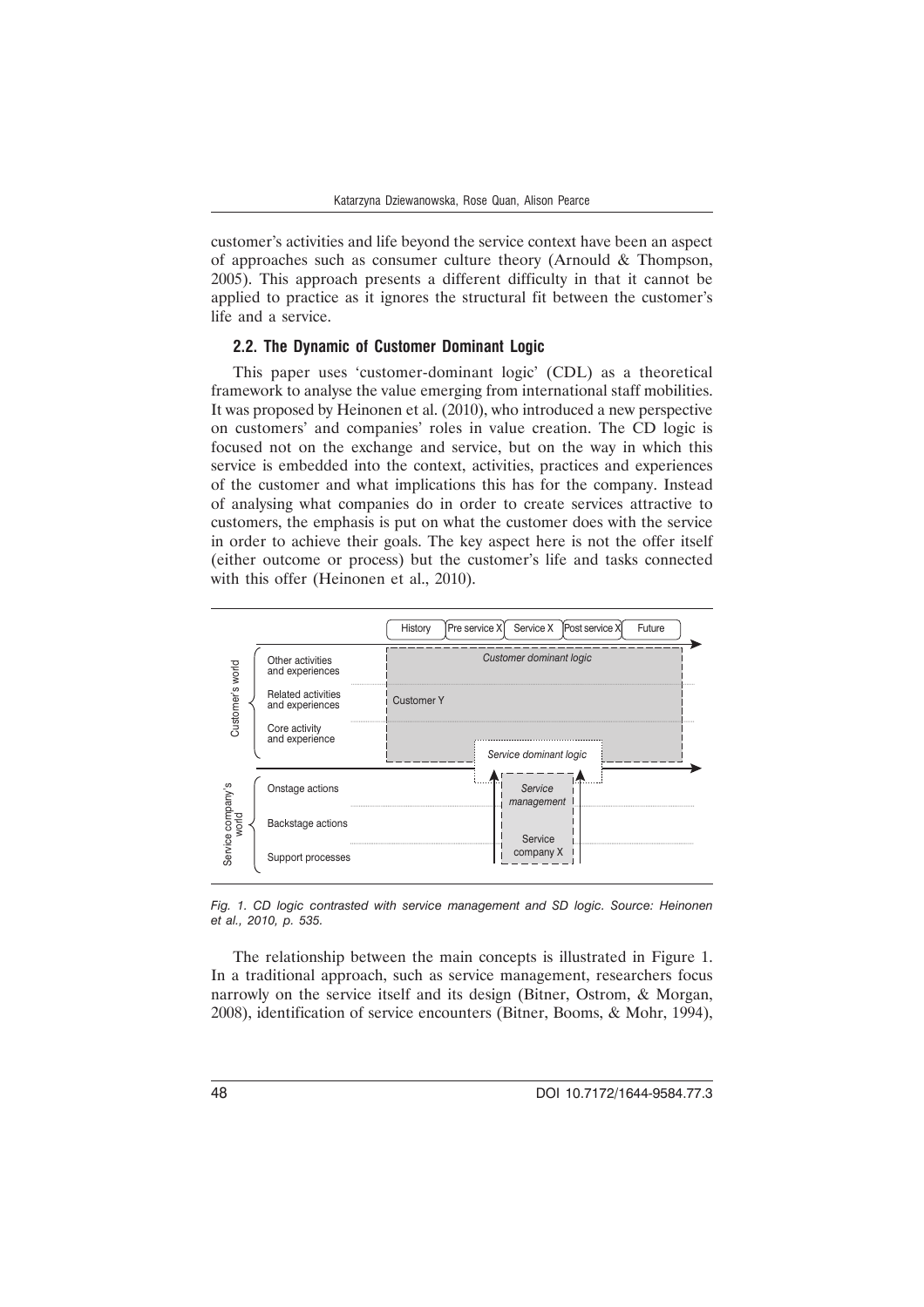customer's activities and life beyond the service context have been an aspect of approaches such as consumer culture theory (Arnould & Thompson, 2005). This approach presents a different difficulty in that it cannot be applied to practice as it ignores the structural fit between the customer's life and a service.

### 2.2. The Dynamic of Customer Dominant Logic

This paper uses 'customer-dominant logic' (CDL) as a theoretical framework to analyse the value emerging from international staff mobilities. It was proposed by Heinonen et al. (2010), who introduced a new perspective on customers' and companies' roles in value creation. The CD logic is focused not on the exchange and service, but on the way in which this service is embedded into the context, activities, practices and experiences of the customer and what implications this has for the company. Instead of analysing what companies do in order to create services attractive to customers, the emphasis is put on what the customer does with the service in order to achieve their goals. The key aspect here is not the offer itself (either outcome or process) but the customer's life and tasks connected with this offer (Heinonen et al., 2010).

*Fig. 1. CD logic contrasted with service management and SD logic. Source: Heinonen et al., 2010, p. 535.*

The relationship between the main concepts is illustrated in Figure 1. In a traditional approach, such as service management, researchers focus narrowly on the service itself and its design (Bitner, Ostrom, & Morgan, 2008), identification of service encounters (Bitner, Booms, & Mohr, 1994),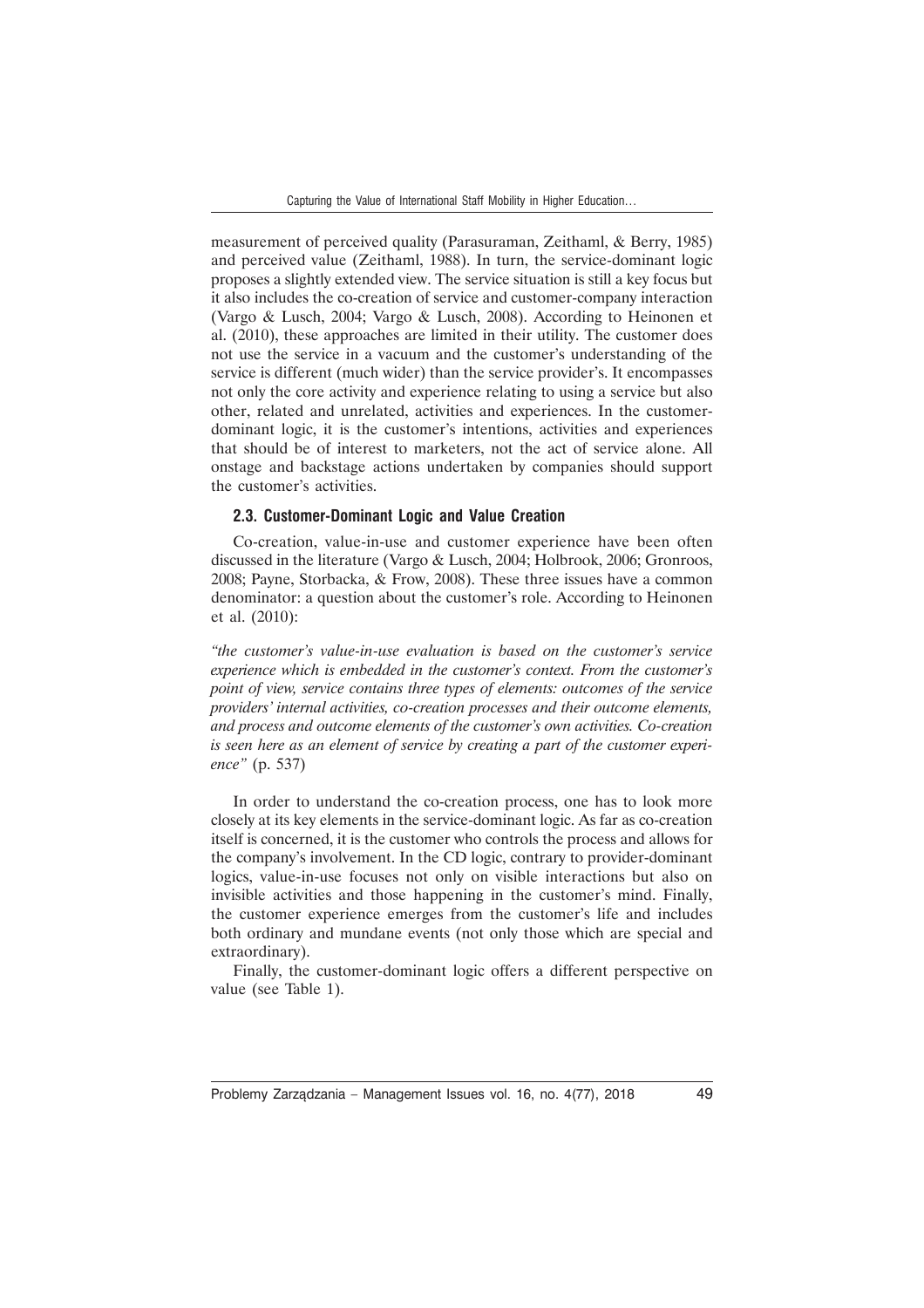measurement of perceived quality (Parasuraman, Zeithaml, & Berry, 1985) and perceived value (Zeithaml, 1988). In turn, the service-dominant logic proposes a slightly extended view. The service situation is still a key focus but it also includes the co-creation of service and customer-company interaction (Vargo & Lusch, 2004; Vargo & Lusch, 2008). According to Heinonen et al. (2010), these approaches are limited in their utility. The customer does not use the service in a vacuum and the customer's understanding of the service is different (much wider) than the service provider's. It encompasses not only the core activity and experience relating to using a service but also other, related and unrelated, activities and experiences. In the customer-dominant logic, it is the customer's intentions, activities and experiences that should be of interest to marketers, not the act of service alone. All onstage and backstage actions undertaken by companies should support the customer's activities.

### 2.3. Customer-Dominant Logic and Value Creation

Co-creation, value-in-use and customer experience have been often discussed in the literature (Vargo & Lusch, 2004; Holbrook, 2006; Gronroos, 2008; Payne, Storbacka, & Frow, 2008). These three issues have a common denominator: a question about the customer's role. According to Heinonen et al. (2010):

*"the customer's value-in-use evaluation is based on the customer's service experience which is embedded in the customer's context. From the customer's point of view, service contains three types of elements: outcomes of the service providers' internal activities, co-creation processes and their outcome elements, and process and outcome elements of the customer's own activities. Co-creation is seen here as an element of service by creating a part of the customer experience"* (p. 537)

In order to understand the co-creation process, one has to look more closely at its key elements in the service-dominant logic. As far as co-creation itself is concerned, it is the customer who controls the process and allows for the company's involvement. In the CD logic, contrary to provider-dominant logics, value-in-use focuses not only on visible interactions but also on invisible activities and those happening in the customer's mind. Finally, the customer experience emerges from the customer's life and includes both ordinary and mundane events (not only those which are special and extraordinary).

Finally, the customer-dominant logic offers a different perspective on value (see Table 1).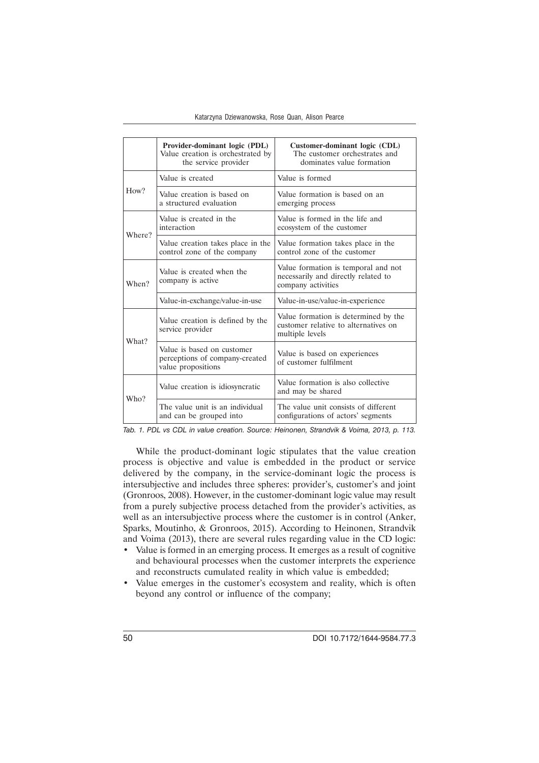| | **Provider-dominant logic (PDL)** Value creation is orchestrated by the service provider | **Customer-dominant logic (CDL)** The customer orchestrates and dominates value formation |
|---|---|---|
| How? | Value is created | Value is formed |
| | Value creation is based on a structured evaluation | Value formation is based on an emerging process |
| Where? | Value is created in the interaction | Value is formed in the life and ecosystem of the customer |
| | Value creation takes place in the control zone of the company | Value formation takes place in the control zone of the customer |
| When? | Value is created when the company is active | Value formation is temporal and not necessarily and directly related to company activities |
| | Value-in-exchange/value-in-use | Value-in-use/value-in-experience |
| What? | Value creation is defined by the service provider | Value formation is determined by the customer relative to alternatives on multiple levels |
| | Value is based on customer perceptions of company-created value propositions | Value is based on experiences of customer fulfilment |
| Who? | Value creation is idiosyncratic | Value formation is also collective and may be shared |
| | The value unit is an individual and can be grouped into | The value unit consists of different configurations of actors' segments |

*Tab. 1. PDL vs CDL in value creation. Source: Heinonen, Strandvik & Voima, 2013, p. 113.*

While the product-dominant logic stipulates that the value creation process is objective and value is embedded in the product or service delivered by the company, in the service-dominant logic the process is intersubjective and includes three spheres: provider's, customer's and joint (Gronroos, 2008). However, in the customer-dominant logic value may result from a purely subjective process detached from the provider's activities, as well as an intersubjective process where the customer is in control (Anker, Sparks, Moutinho, & Gronroos, 2015). According to Heinonen, Strandvik and Voima (2013), there are several rules regarding value in the CD logic:

- Value is formed in an emerging process. It emerges as a result of cognitive and behavioural processes when the customer interprets the experience and reconstructs cumulated reality in which value is embedded;
- Value emerges in the customer's ecosystem and reality, which is often beyond any control or influence of the company;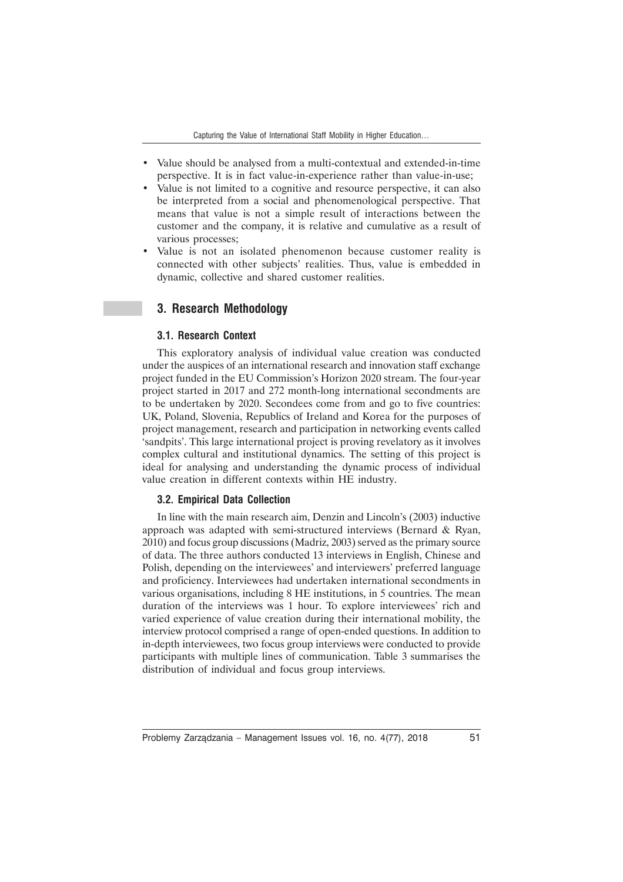- Value should be analysed from a multi-contextual and extended-in-time perspective. It is in fact value-in-experience rather than value-in-use;
- Value is not limited to a cognitive and resource perspective, it can also be interpreted from a social and phenomenological perspective. That means that value is not a simple result of interactions between the customer and the company, it is relative and cumulative as a result of various processes;
- Value is not an isolated phenomenon because customer reality is connected with other subjects' realities. Thus, value is embedded in dynamic, collective and shared customer realities.

## 3. Research Methodology

### 3.1. Research Context

This exploratory analysis of individual value creation was conducted under the auspices of an international research and innovation staff exchange project funded in the EU Commission's Horizon 2020 stream. The four-year project started in 2017 and 272 month-long international secondments are to be undertaken by 2020. Secondees come from and go to five countries: UK, Poland, Slovenia, Republics of Ireland and Korea for the purposes of project management, research and participation in networking events called 'sandpits'. This large international project is proving revelatory as it involves complex cultural and institutional dynamics. The setting of this project is ideal for analysing and understanding the dynamic process of individual value creation in different contexts within HE industry.

### 3.2. Empirical Data Collection

In line with the main research aim, Denzin and Lincoln's (2003) inductive approach was adapted with semi-structured interviews (Bernard & Ryan, 2010) and focus group discussions (Madriz, 2003) served as the primary source of data. The three authors conducted 13 interviews in English, Chinese and Polish, depending on the interviewees' and interviewers' preferred language and proficiency. Interviewees had undertaken international secondments in various organisations, including 8 HE institutions, in 5 countries. The mean duration of the interviews was 1 hour. To explore interviewees' rich and varied experience of value creation during their international mobility, the interview protocol comprised a range of open-ended questions. In addition to in-depth interviewees, two focus group interviews were conducted to provide participants with multiple lines of communication. Table 3 summarises the distribution of individual and focus group interviews.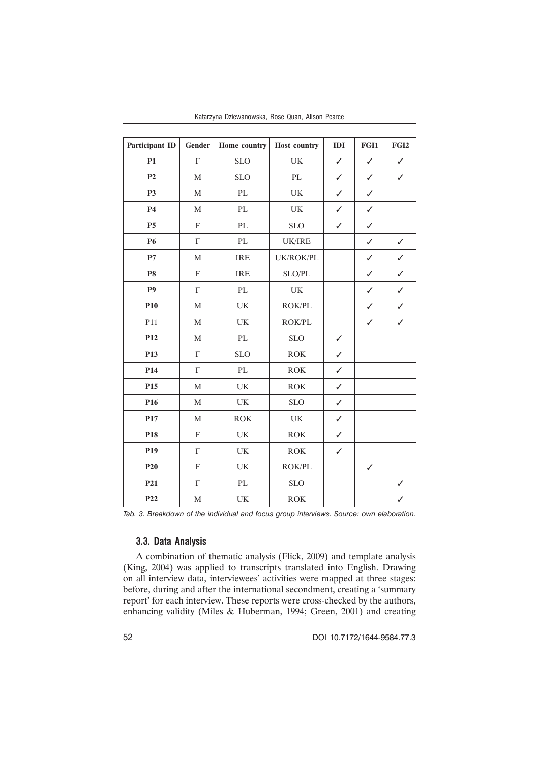| **Participant ID** | **Gender** | **Home country** | **Host country** | **IDI** | **FGI1** | **FGI2** |
|---|---|---|---|---|---|---|
| **P1** | F | SLO | UK | ✓ | ✓ | ✓ |
| **P2** | M | SLO | PL | ✓ | ✓ | ✓ |
| **P3** | M | PL | UK | ✓ | ✓ | |
| **P4** | M | PL | UK | ✓ | ✓ | |
| **P5** | F | PL | SLO | ✓ | ✓ | |
| **P6** | F | PL | UK/IRE | | ✓ | ✓ |
| **P7** | M | IRE | UK/ROK/PL | | ✓ | ✓ |
| **P8** | F | IRE | SLO/PL | | ✓ | ✓ |
| **P9** | F | PL | UK | | ✓ | ✓ |
| **P10** | M | UK | ROK/PL | | ✓ | ✓ |
| P11 | M | UK | ROK/PL | | ✓ | ✓ |
| **P12** | M | PL | SLO | ✓ | | |
| **P13** | F | SLO | ROK | ✓ | | |
| **P14** | F | PL | ROK | ✓ | | |
| **P15** | M | UK | ROK | ✓ | | |
| **P16** | M | UK | SLO | ✓ | | |
| **P17** | M | ROK | UK | ✓ | | |
| **P18** | F | UK | ROK | ✓ | | |
| **P19** | F | UK | ROK | ✓ | | |
| **P20** | F | UK | ROK/PL | | ✓ | |
| **P21** | F | PL | SLO | | | ✓ |
| **P22** | M | UK | ROK | | | ✓ |

*Tab. 3. Breakdown of the individual and focus group interviews. Source: own elaboration.*

### 3.3. Data Analysis

A combination of thematic analysis (Flick, 2009) and template analysis (King, 2004) was applied to transcripts translated into English. Drawing on all interview data, interviewees' activities were mapped at three stages: before, during and after the international secondment, creating a 'summary report' for each interview. These reports were cross-checked by the authors, enhancing validity (Miles & Huberman, 1994; Green, 2001) and creating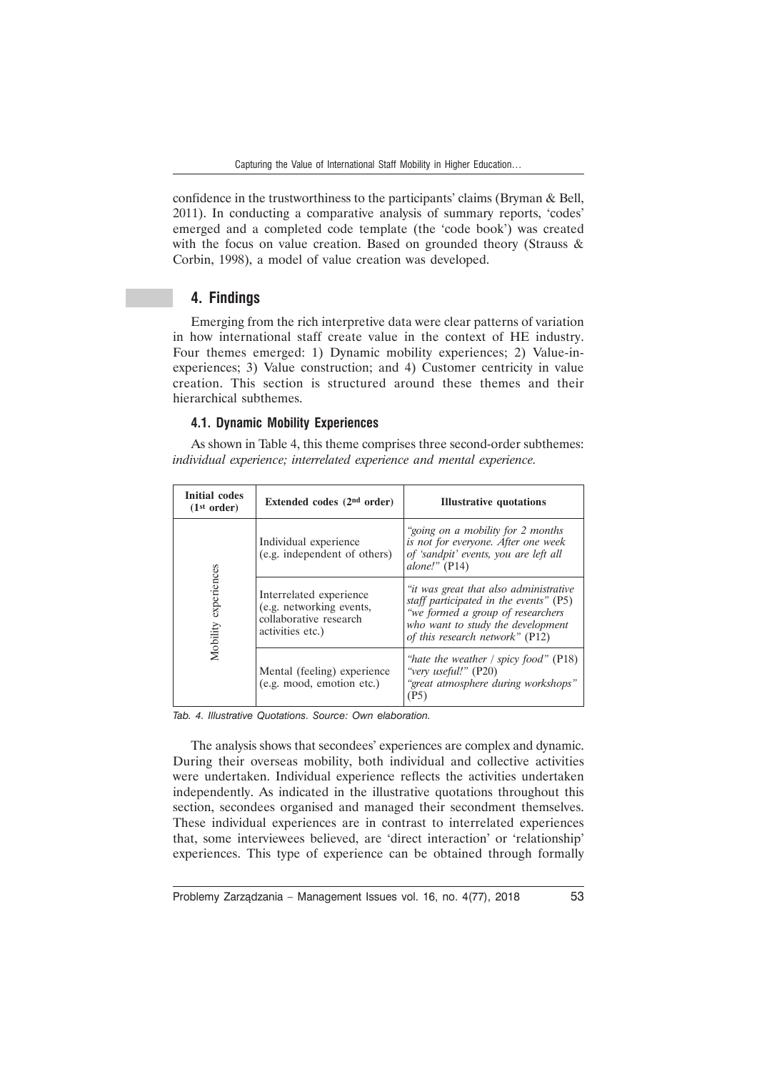confidence in the trustworthiness to the participants' claims (Bryman & Bell, 2011). In conducting a comparative analysis of summary reports, 'codes' emerged and a completed code template (the 'code book') was created with the focus on value creation. Based on grounded theory (Strauss & Corbin, 1998), a model of value creation was developed.

## 4. Findings

Emerging from the rich interpretive data were clear patterns of variation in how international staff create value in the context of HE industry. Four themes emerged: 1) Dynamic mobility experiences; 2) Value-in-experiences; 3) Value construction; and 4) Customer centricity in value creation. This section is structured around these themes and their hierarchical subthemes.

### 4.1. Dynamic Mobility Experiences

As shown in Table 4, this theme comprises three second-order subthemes: *individual experience; interrelated experience and mental experience.*

| Initial codes (1st order) | Extended codes (2nd order) | Illustrative quotations |
|---|---|---|
| Mobility experiences | Individual experience (e.g. independent of others) | *"going on a mobility for 2 months is not for everyone. After one week of 'sandpit' events, you are left all alone!"* (P14) |
| | Interrelated experience (e.g. networking events, collaborative research activities etc.) | *"it was great that also administrative staff participated in the events"* (P5) *"we formed a group of researchers who want to study the development of this research network"* (P12) |
| | Mental (feeling) experience (e.g. mood, emotion etc.) | *"hate the weather / spicy food"* (P18) *"very useful!"* (P20) *"great atmosphere during workshops"* (P5) |

*Tab. 4. Illustrative Quotations. Source: Own elaboration.*

The analysis shows that secondees' experiences are complex and dynamic. During their overseas mobility, both individual and collective activities were undertaken. Individual experience reflects the activities undertaken independently. As indicated in the illustrative quotations throughout this section, secondees organised and managed their secondment themselves. These individual experiences are in contrast to interrelated experiences that, some interviewees believed, are 'direct interaction' or 'relationship' experiences. This type of experience can be obtained through formally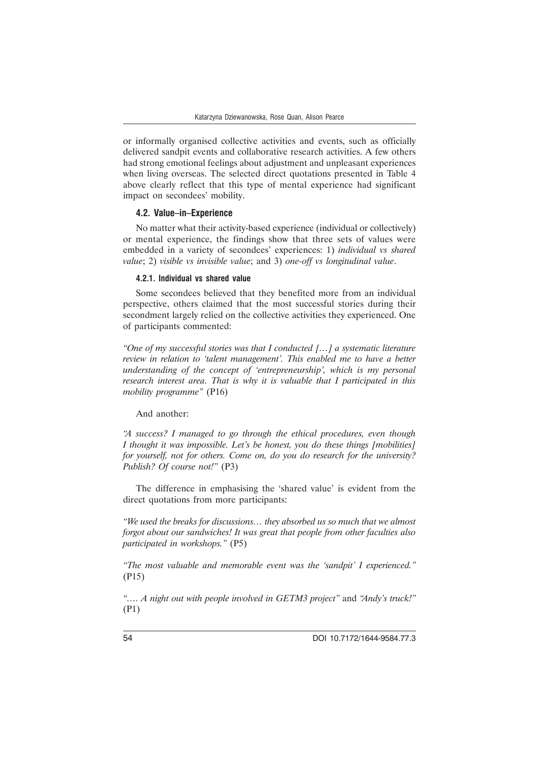or informally organised collective activities and events, such as officially delivered sandpit events and collaborative research activities. A few others had strong emotional feelings about adjustment and unpleasant experiences when living overseas. The selected direct quotations presented in Table 4 above clearly reflect that this type of mental experience had significant impact on secondees' mobility.

### 4.2. Value–in–Experience

No matter what their activity-based experience (individual or collectively) or mental experience, the findings show that three sets of values were embedded in a variety of secondees' experiences: 1) *individual vs shared value*; 2) *visible vs invisible value*; and 3) *one-off vs longitudinal value*.

#### 4.2.1. Individual vs shared value

Some secondees believed that they benefited more from an individual perspective, others claimed that the most successful stories during their secondment largely relied on the collective activities they experienced. One of participants commented:

*"One of my successful stories was that I conducted […] a systematic literature review in relation to 'talent management'. This enabled me to have a better understanding of the concept of 'entrepreneurship', which is my personal research interest area. That is why it is valuable that I participated in this mobility programme"* (P16)

And another:

*"A success? I managed to go through the ethical procedures, even though I thought it was impossible. Let's be honest, you do these things [mobilities] for yourself, not for others. Come on, do you do research for the university? Publish? Of course not!"* (P3)

The difference in emphasising the 'shared value' is evident from the direct quotations from more participants:

*"We used the breaks for discussions… they absorbed us so much that we almost forgot about our sandwiches! It was great that people from other faculties also participated in workshops."* (P5)

*"The most valuable and memorable event was the 'sandpit' I experienced."* (P15)

*"…. A night out with people involved in GETM3 project"* and *"Andy's truck!"* (P1)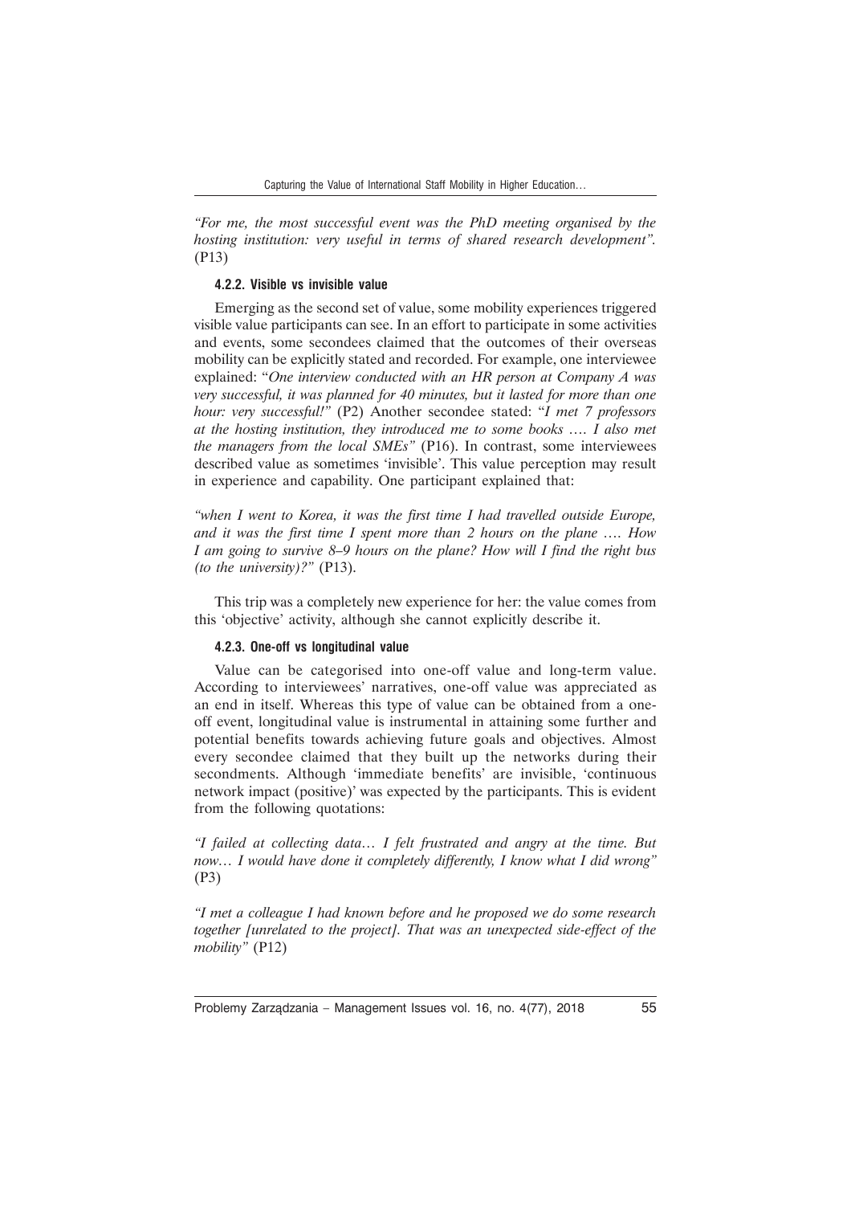*"For me, the most successful event was the PhD meeting organised by the hosting institution: very useful in terms of shared research development".* (P13)

#### 4.2.2. Visible vs invisible value

Emerging as the second set of value, some mobility experiences triggered visible value participants can see. In an effort to participate in some activities and events, some secondees claimed that the outcomes of their overseas mobility can be explicitly stated and recorded. For example, one interviewee explained: "*One interview conducted with an HR person at Company A was very successful, it was planned for 40 minutes, but it lasted for more than one hour: very successful!"* (P2) Another secondee stated: "*I met 7 professors at the hosting institution, they introduced me to some books …. I also met the managers from the local SMEs"* (P16). In contrast, some interviewees described value as sometimes 'invisible'. This value perception may result in experience and capability. One participant explained that:

*"when I went to Korea, it was the first time I had travelled outside Europe, and it was the first time I spent more than 2 hours on the plane …. How I am going to survive 8–9 hours on the plane? How will I find the right bus (to the university)?"* (P13).

This trip was a completely new experience for her: the value comes from this 'objective' activity, although she cannot explicitly describe it.

#### 4.2.3. One-off vs longitudinal value

Value can be categorised into one-off value and long-term value. According to interviewees' narratives, one-off value was appreciated as an end in itself. Whereas this type of value can be obtained from a one-off event, longitudinal value is instrumental in attaining some further and potential benefits towards achieving future goals and objectives. Almost every secondee claimed that they built up the networks during their secondments. Although 'immediate benefits' are invisible, 'continuous network impact (positive)' was expected by the participants. This is evident from the following quotations:

*"I failed at collecting data… I felt frustrated and angry at the time. But now… I would have done it completely differently, I know what I did wrong"* (P3)

*"I met a colleague I had known before and he proposed we do some research together [unrelated to the project]. That was an unexpected side-effect of the mobility"* (P12)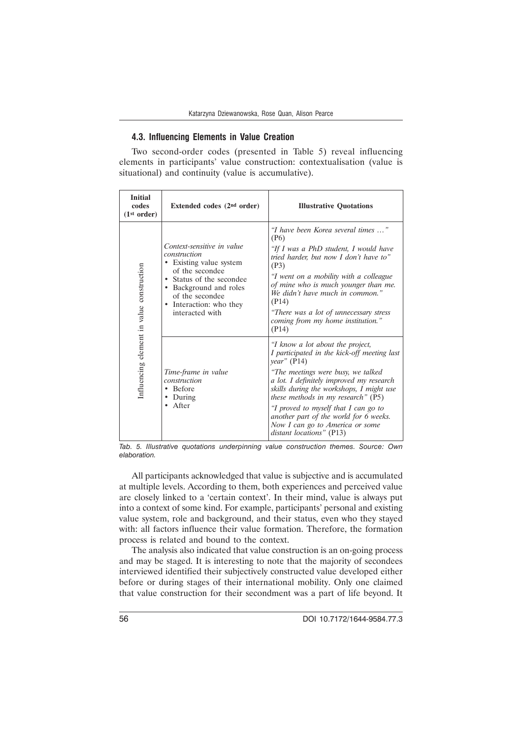### 4.3. Influencing Elements in Value Creation

Two second-order codes (presented in Table 5) reveal influencing elements in participants' value construction: contextualisation (value is situational) and continuity (value is accumulative).

| Initial codes (1st order) | Extended codes (2nd order) | Illustrative Quotations |
|---|---|---|
| Influencing element in value construction | *Context-sensitive in value construction*<br>• Existing value system of the secondee<br>• Status of the secondee<br>• Background and roles of the secondee<br>• Interaction: who they interacted with | *"I have been Korea several times …"* (P6)<br>*"If I was a PhD student, I would have tried harder, but now I don't have to"* (P3)<br>*"I went on a mobility with a colleague of mine who is much younger than me. We didn't have much in common."* (P14)<br>*"There was a lot of unnecessary stress coming from my home institution."* (P14) |
| | *Time-frame in value construction*<br>• Before<br>• During<br>• After | *"I know a lot about the project, I participated in the kick-off meeting last year"* (P14)<br>*"The meetings were busy, we talked a lot. I definitely improved my research skills during the workshops, I might use these methods in my research"* (P5)<br>*"I proved to myself that I can go to another part of the world for 6 weeks. Now I can go to America or some distant locations"* (P13) |

*Tab. 5. Illustrative quotations underpinning value construction themes. Source: Own elaboration.*

All participants acknowledged that value is subjective and is accumulated at multiple levels. According to them, both experiences and perceived value are closely linked to a 'certain context'. In their mind, value is always put into a context of some kind. For example, participants' personal and existing value system, role and background, and their status, even who they stayed with: all factors influence their value formation. Therefore, the formation process is related and bound to the context.

The analysis also indicated that value construction is an on-going process and may be staged. It is interesting to note that the majority of secondees interviewed identified their subjectively constructed value developed either before or during stages of their international mobility. Only one claimed that value construction for their secondment was a part of life beyond. It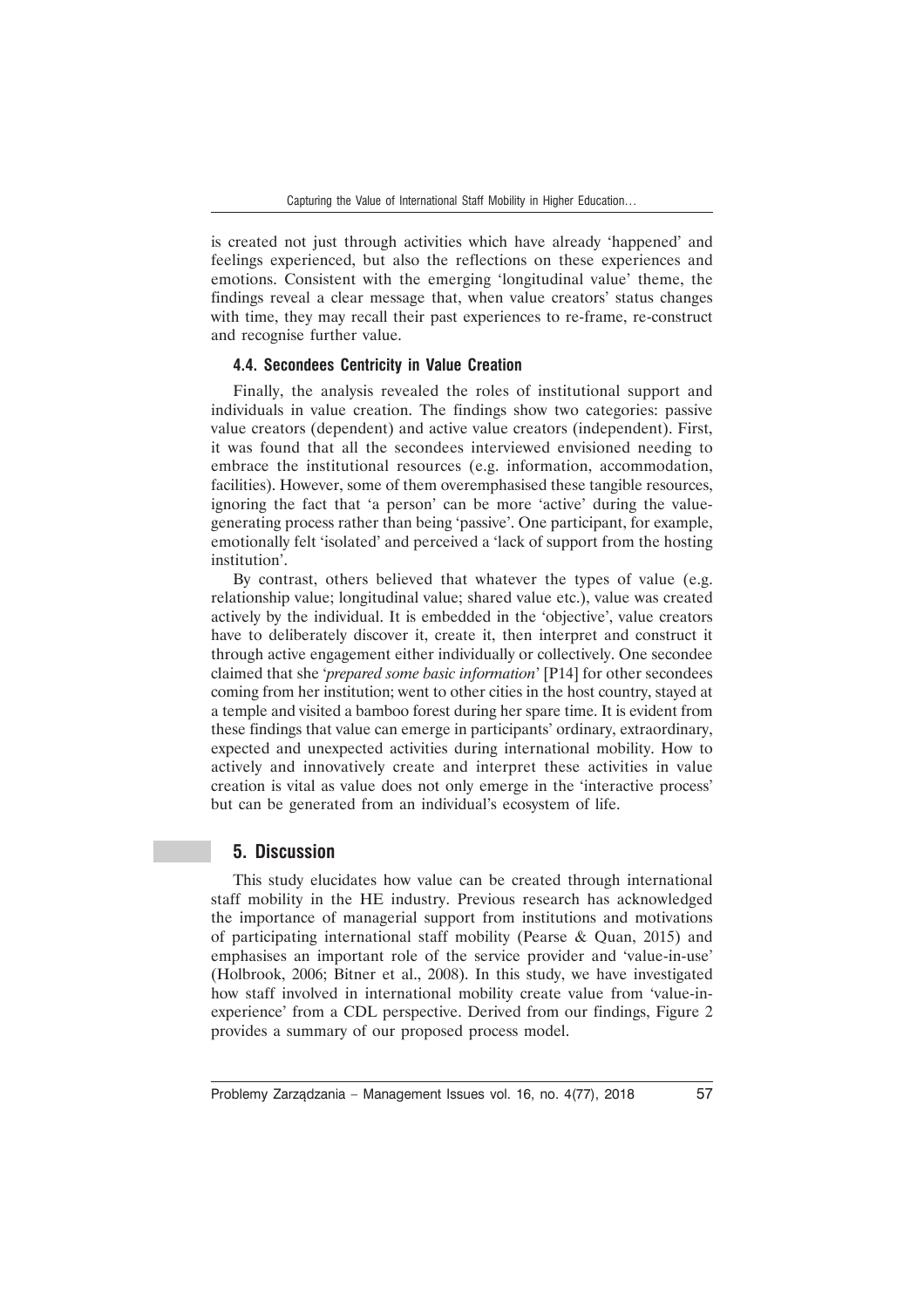is created not just through activities which have already 'happened' and feelings experienced, but also the reflections on these experiences and emotions. Consistent with the emerging 'longitudinal value' theme, the findings reveal a clear message that, when value creators' status changes with time, they may recall their past experiences to re-frame, re-construct and recognise further value.

### 4.4. Secondees Centricity in Value Creation

Finally, the analysis revealed the roles of institutional support and individuals in value creation. The findings show two categories: passive value creators (dependent) and active value creators (independent). First, it was found that all the secondees interviewed envisioned needing to embrace the institutional resources (e.g. information, accommodation, facilities). However, some of them overemphasised these tangible resources, ignoring the fact that 'a person' can be more 'active' during the value-generating process rather than being 'passive'. One participant, for example, emotionally felt 'isolated' and perceived a 'lack of support from the hosting institution'.

By contrast, others believed that whatever the types of value (e.g. relationship value; longitudinal value; shared value etc.), value was created actively by the individual. It is embedded in the 'objective', value creators have to deliberately discover it, create it, then interpret and construct it through active engagement either individually or collectively. One secondee claimed that she '*prepared some basic information*' [P14] for other secondees coming from her institution; went to other cities in the host country, stayed at a temple and visited a bamboo forest during her spare time. It is evident from these findings that value can emerge in participants' ordinary, extraordinary, expected and unexpected activities during international mobility. How to actively and innovatively create and interpret these activities in value creation is vital as value does not only emerge in the 'interactive process' but can be generated from an individual's ecosystem of life.

## 5. Discussion

This study elucidates how value can be created through international staff mobility in the HE industry. Previous research has acknowledged the importance of managerial support from institutions and motivations of participating international staff mobility (Pearse & Quan, 2015) and emphasises an important role of the service provider and 'value-in-use' (Holbrook, 2006; Bitner et al., 2008). In this study, we have investigated how staff involved in international mobility create value from 'value-in-experience' from a CDL perspective. Derived from our findings, Figure 2 provides a summary of our proposed process model.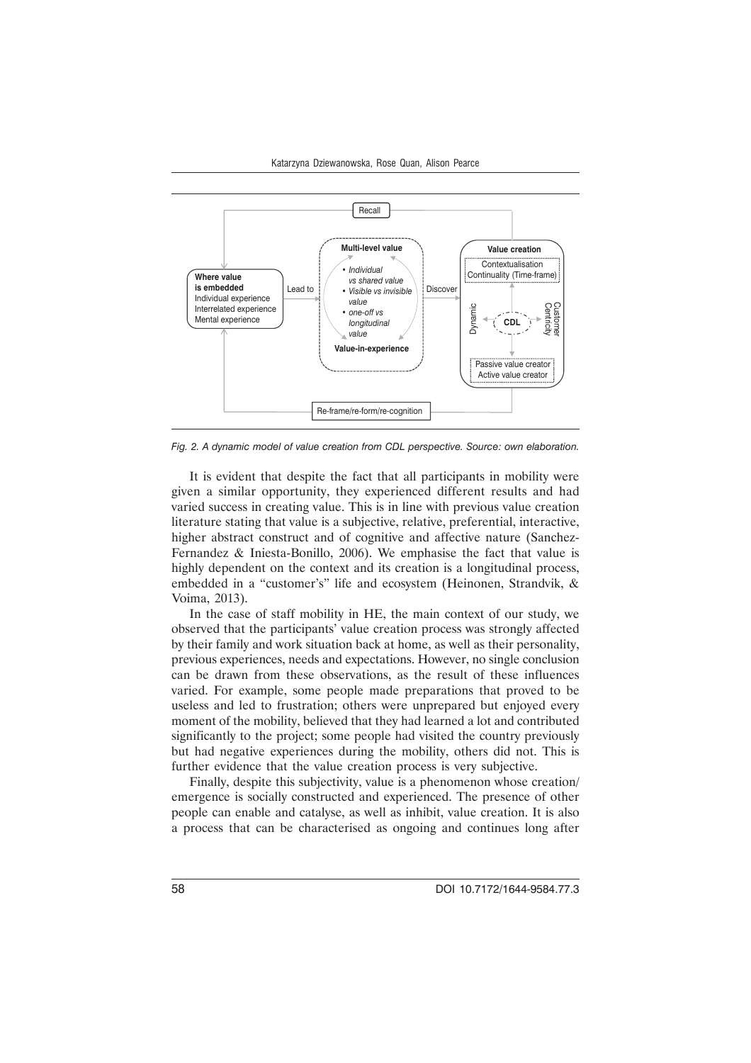*Fig. 2. A dynamic model of value creation from CDL perspective. Source: own elaboration.*

It is evident that despite the fact that all participants in mobility were given a similar opportunity, they experienced different results and had varied success in creating value. This is in line with previous value creation literature stating that value is a subjective, relative, preferential, interactive, higher abstract construct and of cognitive and affective nature (Sanchez-Fernandez & Iniesta-Bonillo, 2006). We emphasise the fact that value is highly dependent on the context and its creation is a longitudinal process, embedded in a "customer's" life and ecosystem (Heinonen, Strandvik, & Voima, 2013).

In the case of staff mobility in HE, the main context of our study, we observed that the participants' value creation process was strongly affected by their family and work situation back at home, as well as their personality, previous experiences, needs and expectations. However, no single conclusion can be drawn from these observations, as the result of these influences varied. For example, some people made preparations that proved to be useless and led to frustration; others were unprepared but enjoyed every moment of the mobility, believed that they had learned a lot and contributed significantly to the project; some people had visited the country previously but had negative experiences during the mobility, others did not. This is further evidence that the value creation process is very subjective.

Finally, despite this subjectivity, value is a phenomenon whose creation/emergence is socially constructed and experienced. The presence of other people can enable and catalyse, as well as inhibit, value creation. It is also a process that can be characterised as ongoing and continues long after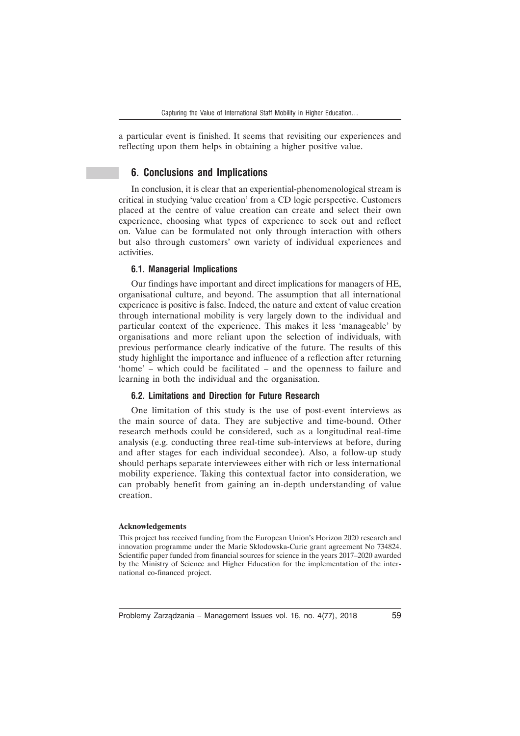a particular event is finished. It seems that revisiting our experiences and reflecting upon them helps in obtaining a higher positive value.

## 6. Conclusions and Implications

In conclusion, it is clear that an experiential-phenomenological stream is critical in studying 'value creation' from a CD logic perspective. Customers placed at the centre of value creation can create and select their own experience, choosing what types of experience to seek out and reflect on. Value can be formulated not only through interaction with others but also through customers' own variety of individual experiences and activities.

### 6.1. Managerial Implications

Our findings have important and direct implications for managers of HE, organisational culture, and beyond. The assumption that all international experience is positive is false. Indeed, the nature and extent of value creation through international mobility is very largely down to the individual and particular context of the experience. This makes it less 'manageable' by organisations and more reliant upon the selection of individuals, with previous performance clearly indicative of the future. The results of this study highlight the importance and influence of a reflection after returning 'home' – which could be facilitated – and the openness to failure and learning in both the individual and the organisation.

### 6.2. Limitations and Direction for Future Research

One limitation of this study is the use of post-event interviews as the main source of data. They are subjective and time-bound. Other research methods could be considered, such as a longitudinal real-time analysis (e.g. conducting three real-time sub-interviews at before, during and after stages for each individual secondee). Also, a follow-up study should perhaps separate interviewees either with rich or less international mobility experience. Taking this contextual factor into consideration, we can probably benefit from gaining an in-depth understanding of value creation.

**Acknowledgements**

This project has received funding from the European Union's Horizon 2020 research and innovation programme under the Marie Skłodowska-Curie grant agreement No 734824. Scientific paper funded from financial sources for science in the years 2017–2020 awarded by the Ministry of Science and Higher Education for the implementation of the international co-financed project.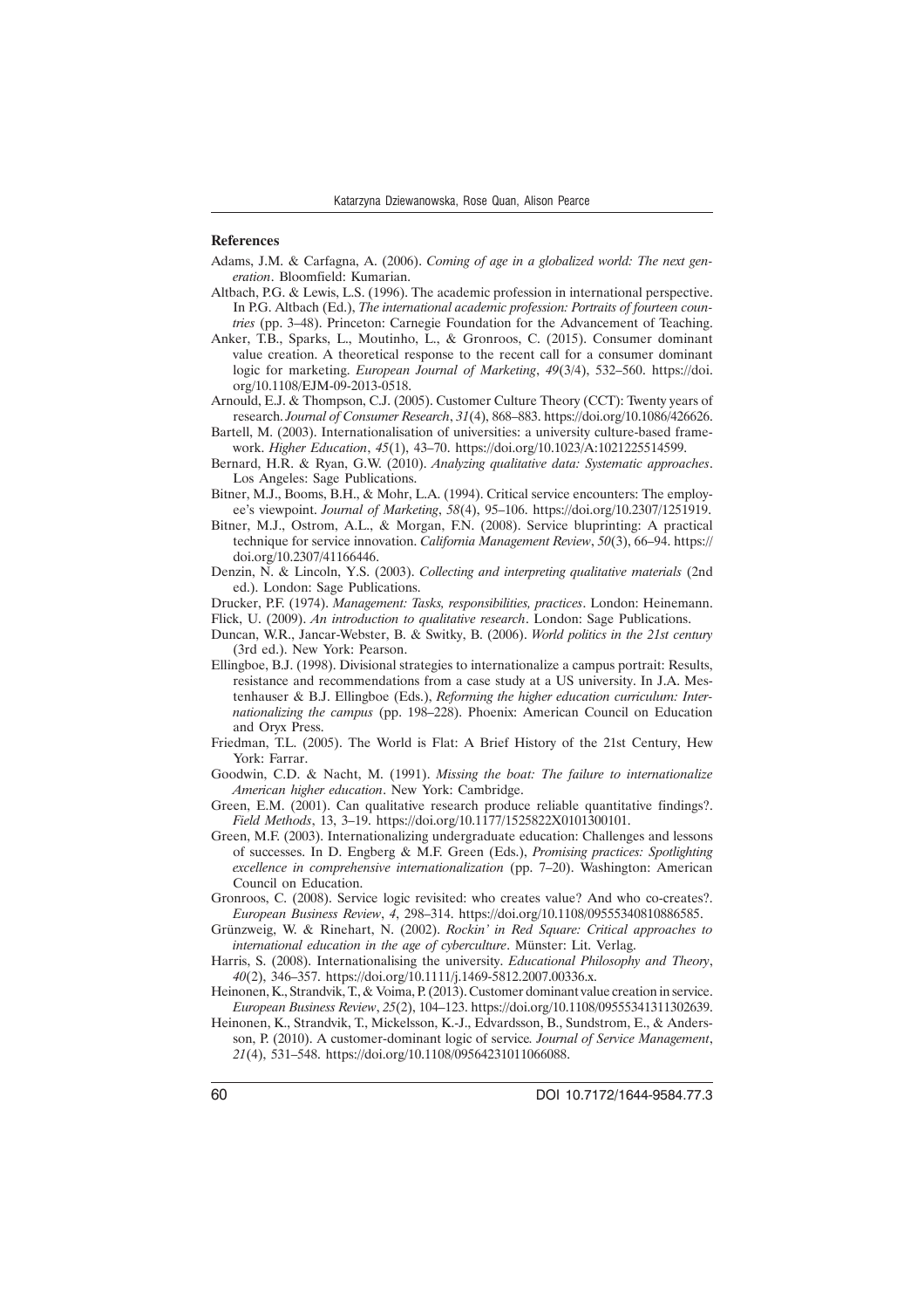### References

Adams, J.M. & Carfagna, A. (2006). *Coming of age in a globalized world: The next generation*. Bloomfield: Kumarian.

Altbach, P.G. & Lewis, L.S. (1996). The academic profession in international perspective. In P.G. Altbach (Ed.), *The international academic profession: Portraits of fourteen countries* (pp. 3–48). Princeton: Carnegie Foundation for the Advancement of Teaching.

Anker, T.B., Sparks, L., Moutinho, L., & Gronroos, C. (2015). Consumer dominant value creation. A theoretical response to the recent call for a consumer dominant logic for marketing. *European Journal of Marketing*, *49*(3/4), 532–560. https://doi.org/10.1108/EJM-09-2013-0518.

Arnould, E.J. & Thompson, C.J. (2005). Customer Culture Theory (CCT): Twenty years of research. *Journal of Consumer Research*, *31*(4), 868–883. https://doi.org/10.1086/426626.

Bartell, M. (2003). Internationalisation of universities: a university culture-based framework. *Higher Education*, *45*(1), 43–70. https://doi.org/10.1023/A:1021225514599.

Bernard, H.R. & Ryan, G.W. (2010). *Analyzing qualitative data: Systematic approaches*. Los Angeles: Sage Publications.

Bitner, M.J., Booms, B.H., & Mohr, L.A. (1994). Critical service encounters: The employee's viewpoint. *Journal of Marketing*, *58*(4), 95–106. https://doi.org/10.2307/1251919.

Bitner, M.J., Ostrom, A.L., & Morgan, F.N. (2008). Service bluprinting: A practical technique for service innovation. *California Management Review*, *50*(3), 66–94. https://doi.org/10.2307/41166446.

Denzin, N. & Lincoln, Y.S. (2003). *Collecting and interpreting qualitative materials* (2nd ed.). London: Sage Publications.

Drucker, P.F. (1974). *Management: Tasks, responsibilities, practices*. London: Heinemann.

Flick, U. (2009). *An introduction to qualitative research*. London: Sage Publications.

Duncan, W.R., Jancar-Webster, B. & Switky, B. (2006). *World politics in the 21st century* (3rd ed.). New York: Pearson.

Ellingboe, B.J. (1998). Divisional strategies to internationalize a campus portrait: Results, resistance and recommendations from a case study at a US university. In J.A. Mestenhauser & B.J. Ellingboe (Eds.), *Reforming the higher education curriculum: Internationalizing the campus* (pp. 198–228). Phoenix: American Council on Education and Oryx Press.

Friedman, T.L. (2005). The World is Flat: A Brief History of the 21st Century, Hew York: Farrar.

Goodwin, C.D. & Nacht, M. (1991). *Missing the boat: The failure to internationalize American higher education*. New York: Cambridge.

Green, E.M. (2001). Can qualitative research produce reliable quantitative findings?. *Field Methods*, 13, 3–19. https://doi.org/10.1177/1525822X0101300101.

Green, M.F. (2003). Internationalizing undergraduate education: Challenges and lessons of successes. In D. Engberg & M.F. Green (Eds.), *Promising practices: Spotlighting excellence in comprehensive internationalization* (pp. 7–20). Washington: American Council on Education.

Gronroos, C. (2008). Service logic revisited: who creates value? And who co-creates?. *European Business Review*, *4*, 298–314. https://doi.org/10.1108/09555340810886585.

Grünzweig, W. & Rinehart, N. (2002). *Rockin' in Red Square: Critical approaches to international education in the age of cyberculture*. Münster: Lit. Verlag.

Harris, S. (2008). Internationalising the university. *Educational Philosophy and Theory*, *40*(2), 346–357. https://doi.org/10.1111/j.1469-5812.2007.00336.x.

Heinonen, K., Strandvik, T., & Voima, P. (2013). Customer dominant value creation in service. *European Business Review*, *25*(2), 104–123. https://doi.org/10.1108/09555341311302639.

Heinonen, K., Strandvik, T., Mickelsson, K.-J., Edvardsson, B., Sundstrom, E., & Andersson, P. (2010). A customer-dominant logic of service*. Journal of Service Management*, *21*(4), 531–548. https://doi.org/10.1108/09564231011066088.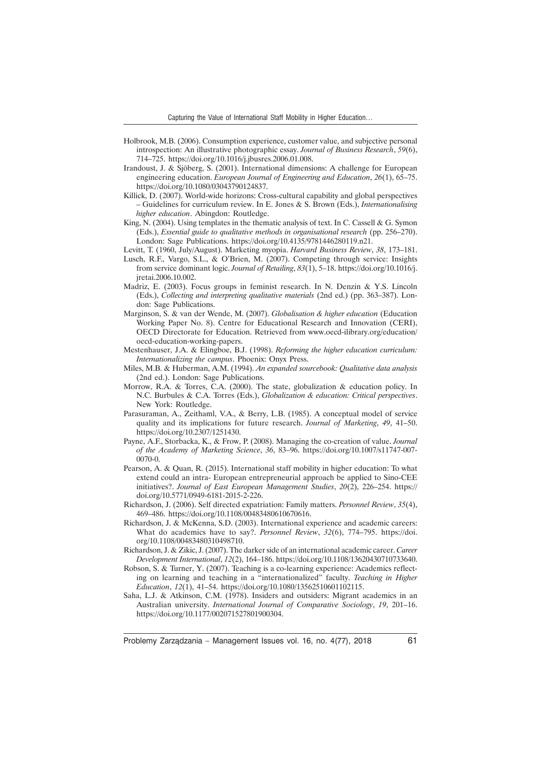Holbrook, M.B. (2006). Consumption experience, customer value, and subjective personal introspection: An illustrative photographic essay. *Journal of Business Research*, *59*(6), 714–725. https://doi.org/10.1016/j.jbusres.2006.01.008.

Irandoust, J. & Sjöberg, S. (2001). International dimensions: A challenge for European engineering education. *European Journal of Engineering and Education*, *26*(1), 65–75. https://doi.org/10.1080/03043790124837.

Killick, D. (2007). World-wide horizons: Cross-cultural capability and global perspectives – Guidelines for curriculum review. In E. Jones & S. Brown (Eds.), *Internationalising higher education*. Abingdon: Routledge.

King, N. (2004). Using templates in the thematic analysis of text. In C. Cassell & G. Symon (Eds.), *Essential guide to qualitative methods in organisational research* (pp. 256–270). London: Sage Publications. https://doi.org/10.4135/9781446280119.n21.

Levitt, T. (1960, July/August). Marketing myopia. *Harvard Business Review*, *38*, 173–181.

Lusch, R.F., Vargo, S.L., & O'Brien, M. (2007). Competing through service: Insights from service dominant logic. *Journal of Retailing*, *83*(1), 5–18. https://doi.org/10.1016/j.jretai.2006.10.002.

Madriz, E. (2003). Focus groups in feminist research. In N. Denzin & Y.S. Lincoln (Eds.), *Collecting and interpreting qualitative materials* (2nd ed.) (pp. 363–387). London: Sage Publications.

Marginson, S. & van der Wende, M. (2007). *Globalisation & higher education* (Education Working Paper No. 8). Centre for Educational Research and Innovation (CERI), OECD Directorate for Education. Retrieved from www.oecd-ilibrary.org/education/oecd-education-working-papers.

Mestenhauser, J.A. & Elingboe, B.J. (1998). *Reforming the higher education curriculum: Internationalizing the campus*. Phoenix: Onyx Press.

Miles, M.B. & Huberman, A.M. (1994). *An expanded sourcebook: Qualitative data analysis* (2nd ed.). London: Sage Publications.

Morrow, R.A. & Torres, C.A. (2000). The state, globalization & education policy. In N.C. Burbules & C.A. Torres (Eds.), *Globalization & education: Critical perspectives*. New York: Routledge.

Parasuraman, A., Zeithaml, V.A., & Berry, L.B. (1985). A conceptual model of service quality and its implications for future research. *Journal of Marketing*, *49*, 41–50. https://doi.org/10.2307/1251430.

Payne, A.F., Storbacka, K., & Frow, P. (2008). Managing the co-creation of value. *Journal of the Academy of Marketing Science*, *36*, 83–96. https://doi.org/10.1007/s11747-007-0070-0.

Pearson, A. & Quan, R. (2015). International staff mobility in higher education: To what extend could an intra- European entrepreneurial approach be applied to Sino-CEE initiatives?. *Journal of East European Management Studies*, *20*(2), 226–254. https://doi.org/10.5771/0949-6181-2015-2-226.

Richardson, J. (2006). Self directed expatriation: Family matters. *Personnel Review*, *35*(4), 469–486. https://doi.org/10.1108/00483480610670616.

Richardson, J. & McKenna, S.D. (2003). International experience and academic careers: What do academics have to say?. *Personnel Review*, *32*(6), 774–795. https://doi.org/10.1108/00483480310498710.

Richardson, J. & Zikic, J. (2007). The darker side of an international academic career. *Career Development International*, *12*(2), 164–186. https://doi.org/10.1108/13620430710733640.

Robson, S. & Turner, Y. (2007). Teaching is a co-learning experience: Academics reflecting on learning and teaching in a "internationalized" faculty. *Teaching in Higher Education*, *12*(1), 41–54. https://doi.org/10.1080/13562510601102115.

Saha, L.J. & Atkinson, C.M. (1978). Insiders and outsiders: Migrant academics in an Australian university. *International Journal of Comparative Sociology*, *19*, 201–16. https://doi.org/10.1177/002071527801900304.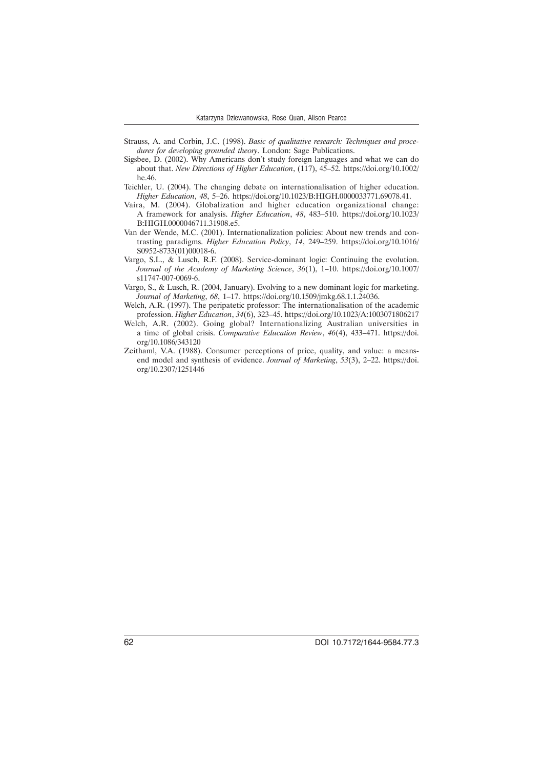Strauss, A. and Corbin, J.C. (1998). *Basic of qualitative research: Techniques and procedures for developing grounded theory*. London: Sage Publications.

Sigsbee, D. (2002). Why Americans don't study foreign languages and what we can do about that. *New Directions of Higher Education*, (117), 45–52. https://doi.org/10.1002/he.46.

Teichler, U. (2004). The changing debate on internationalisation of higher education. *Higher Education*, *48*, 5–26. https://doi.org/10.1023/B:HIGH.0000033771.69078.41.

Vaira, M. (2004). Globalization and higher education organizational change: A framework for analysis. *Higher Education*, *48*, 483–510. https://doi.org/10.1023/B:HIGH.0000046711.31908.e5.

Van der Wende, M.C. (2001). Internationalization policies: About new trends and contrasting paradigms. *Higher Education Policy*, *14*, 249–259. https://doi.org/10.1016/S0952-8733(01)00018-6.

Vargo, S.L., & Lusch, R.F. (2008). Service-dominant logic: Continuing the evolution. *Journal of the Academy of Marketing Science*, *36*(1), 1–10. https://doi.org/10.1007/s11747-007-0069-6.

Vargo, S., & Lusch, R. (2004, January). Evolving to a new dominant logic for marketing. *Journal of Marketing*, *68*, 1–17. https://doi.org/10.1509/jmkg.68.1.1.24036.

Welch, A.R. (1997). The peripatetic professor: The internationalisation of the academic profession. *Higher Education*, *34*(6), 323–45. https://doi.org/10.1023/A:1003071806217

Welch, A.R. (2002). Going global? Internationalizing Australian universities in a time of global crisis. *Comparative Education Review*, *46*(4), 433–471. https://doi.org/10.1086/343120

Zeithaml, V.A. (1988). Consumer perceptions of price, quality, and value: a means-end model and synthesis of evidence. *Journal of Marketing*, *53*(3), 2–22. https://doi.org/10.2307/1251446